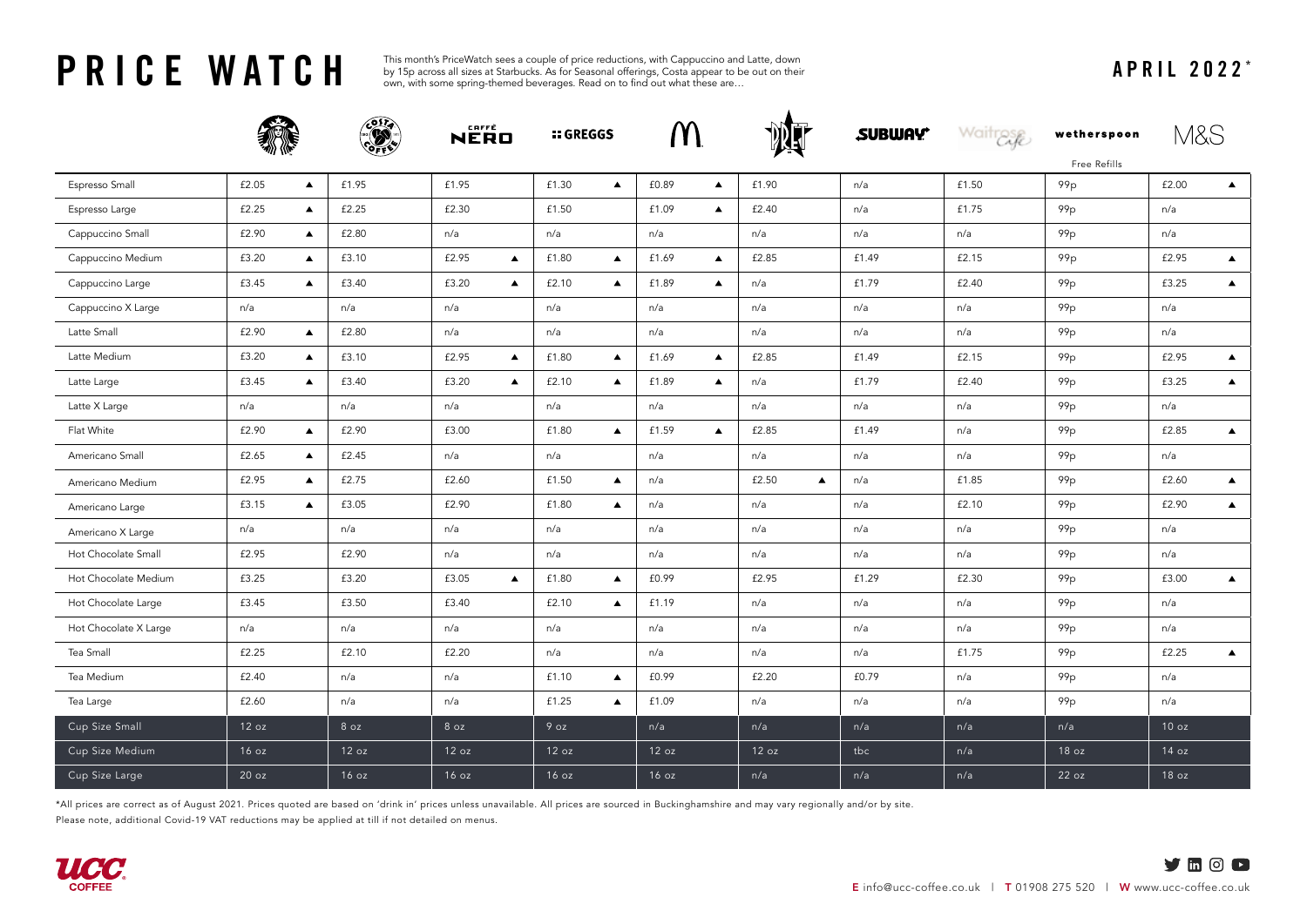# PRICE WATCH

This month's PriceWatch sees a couple of price reductions, with Cappuccino and Latte, down by 15p across all sizes at Starbucks. As for Seasonal offerings, Costa appear to be out on their own, with some spring-themed beverages. Read on to find out what these are…

## APRIL 2022*

| | Starbucks | Costa | Caffè Nero | Greggs | McDonald's | Pret | Subway | Waitrose Café | Wetherspoon (Free Refills) | M&S |
|---|---|---|---|---|---|---|---|---|---|---|
| Espresso Small | £2.05 ▲ | £1.95 | £1.95 | £1.30 ▲ | £0.89 ▲ | £1.90 | n/a | £1.50 | 99p | £2.00 ▲ |
| Espresso Large | £2.25 ▲ | £2.25 | £2.30 | £1.50 | £1.09 ▲ | £2.40 | n/a | £1.75 | 99p | n/a |
| Cappuccino Small | £2.90 ▲ | £2.80 | n/a | n/a | n/a | n/a | n/a | n/a | 99p | n/a |
| Cappuccino Medium | £3.20 ▲ | £3.10 | £2.95 ▲ | £1.80 ▲ | £1.69 ▲ | £2.85 | £1.49 | £2.15 | 99p | £2.95 ▲ |
| Cappuccino Large | £3.45 ▲ | £3.40 | £3.20 ▲ | £2.10 ▲ | £1.89 ▲ | n/a | £1.79 | £2.40 | 99p | £3.25 ▲ |
| Cappuccino X Large | n/a | n/a | n/a | n/a | n/a | n/a | n/a | n/a | 99p | n/a |
| Latte Small | £2.90 ▲ | £2.80 | n/a | n/a | n/a | n/a | n/a | n/a | 99p | n/a |
| Latte Medium | £3.20 ▲ | £3.10 | £2.95 ▲ | £1.80 ▲ | £1.69 ▲ | £2.85 | £1.49 | £2.15 | 99p | £2.95 ▲ |
| Latte Large | £3.45 ▲ | £3.40 | £3.20 ▲ | £2.10 ▲ | £1.89 ▲ | n/a | £1.79 | £2.40 | 99p | £3.25 ▲ |
| Latte X Large | n/a | n/a | n/a | n/a | n/a | n/a | n/a | n/a | 99p | n/a |
| Flat White | £2.90 ▲ | £2.90 | £3.00 | £1.80 ▲ | £1.59 ▲ | £2.85 | £1.49 | n/a | 99p | £2.85 ▲ |
| Americano Small | £2.65 ▲ | £2.45 | n/a | n/a | n/a | n/a | n/a | n/a | 99p | n/a |
| Americano Medium | £2.95 ▲ | £2.75 | £2.60 | £1.50 ▲ | n/a | £2.50 ▲ | n/a | £1.85 | 99p | £2.60 ▲ |
| Americano Large | £3.15 ▲ | £3.05 | £2.90 | £1.80 ▲ | n/a | n/a | n/a | £2.10 | 99p | £2.90 ▲ |
| Americano X Large | n/a | n/a | n/a | n/a | n/a | n/a | n/a | n/a | 99p | n/a |
| Hot Chocolate Small | £2.95 | £2.90 | n/a | n/a | n/a | n/a | n/a | n/a | 99p | n/a |
| Hot Chocolate Medium | £3.25 | £3.20 | £3.05 ▲ | £1.80 ▲ | £0.99 | £2.95 | £1.29 | £2.30 | 99p | £3.00 ▲ |
| Hot Chocolate Large | £3.45 | £3.50 | £3.40 | £2.10 ▲ | £1.19 | n/a | n/a | n/a | 99p | n/a |
| Hot Chocolate X Large | n/a | n/a | n/a | n/a | n/a | n/a | n/a | n/a | 99p | n/a |
| Tea Small | £2.25 | £2.10 | £2.20 | n/a | n/a | n/a | n/a | £1.75 | 99p | £2.25 ▲ |
| Tea Medium | £2.40 | n/a | n/a | £1.10 ▲ | £0.99 | £2.20 | £0.79 | n/a | 99p | n/a |
| Tea Large | £2.60 | n/a | n/a | £1.25 ▲ | £1.09 | n/a | n/a | n/a | 99p | n/a |
| Cup Size Small | 12 oz | 8 oz | 8 oz | 9 oz | n/a | n/a | n/a | n/a | n/a | 10 oz |
| Cup Size Medium | 16 oz | 12 oz | 12 oz | 12 oz | 12 oz | 12 oz | tbc | n/a | 18 oz | 14 oz |
| Cup Size Large | 20 oz | 16 oz | 16 oz | 16 oz | 16 oz | n/a | n/a | n/a | 22 oz | 18 oz |

*All prices are correct as of August 2021. Prices quoted are based on 'drink in' prices unless unavailable. All prices are sourced in Buckinghamshire and may vary regionally and/or by site.

Please note, additional Covid-19 VAT reductions may be applied at till if not detailed on menus.

UCC COFFEE

**E** info@ucc-coffee.co.uk | **T** 01908 275 520 | **W** www.ucc-coffee.co.uk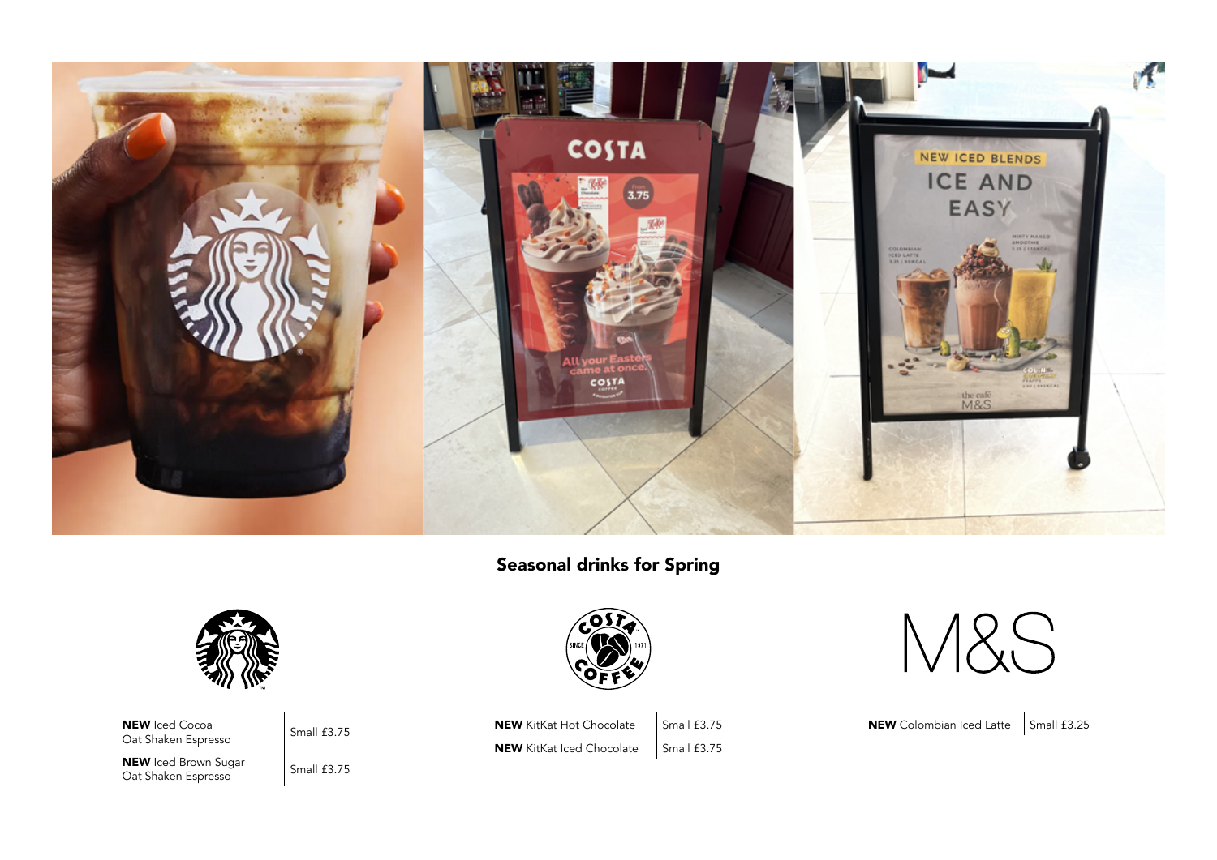## Seasonal drinks for Spring

| | |
|---|---|
| **NEW** Iced Cocoa Oat Shaken Espresso | Small £3.75 |
| **NEW** Iced Brown Sugar Oat Shaken Espresso | Small £3.75 |

| | |
|---|---|
| **NEW** KitKat Hot Chocolate | Small £3.75 |
| **NEW** KitKat Iced Chocolate | Small £3.75 |

M&S

| | |
|---|---|
| **NEW** Colombian Iced Latte | Small £3.25 |